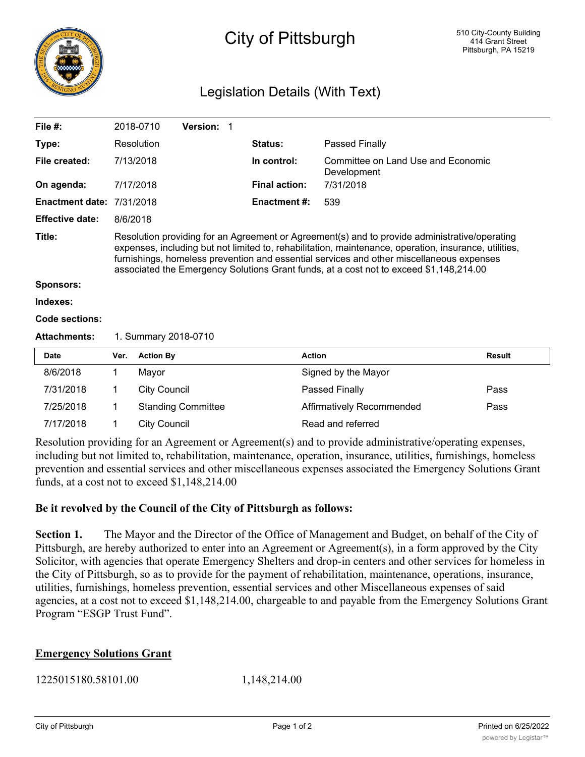# City of Pittsburgh

510 City-County Building
414 Grant Street
Pittsburgh, PA 15219

## Legislation Details (With Text)

| | | | |
|---|---|---|---|
| **File #:** | 2018-0710 **Version:** 1 | | |
| **Type:** | Resolution | **Status:** | Passed Finally |
| **File created:** | 7/13/2018 | **In control:** | Committee on Land Use and Economic Development |
| **On agenda:** | 7/17/2018 | **Final action:** | 7/31/2018 |
| **Enactment date:** | 7/31/2018 | **Enactment #:** | 539 |
| **Effective date:** | 8/6/2018 | | |

**Title:** Resolution providing for an Agreement or Agreement(s) and to provide administrative/operating expenses, including but not limited to, rehabilitation, maintenance, operation, insurance, utilities, furnishings, homeless prevention and essential services and other miscellaneous expenses associated the Emergency Solutions Grant funds, at a cost not to exceed $1,148,214.00

**Sponsors:**

**Indexes:**

**Code sections:**

**Attachments:** 1. Summary 2018-0710

| Date | Ver. | Action By | Action | Result |
|---|---|---|---|---|
| 8/6/2018 | 1 | Mayor | Signed by the Mayor | |
| 7/31/2018 | 1 | City Council | Passed Finally | Pass |
| 7/25/2018 | 1 | Standing Committee | Affirmatively Recommended | Pass |
| 7/17/2018 | 1 | City Council | Read and referred | |

Resolution providing for an Agreement or Agreement(s) and to provide administrative/operating expenses, including but not limited to, rehabilitation, maintenance, operation, insurance, utilities, furnishings, homeless prevention and essential services and other miscellaneous expenses associated the Emergency Solutions Grant funds, at a cost not to exceed $1,148,214.00

**Be it revolved by the Council of the City of Pittsburgh as follows:**

**Section 1.** The Mayor and the Director of the Office of Management and Budget, on behalf of the City of Pittsburgh, are hereby authorized to enter into an Agreement or Agreement(s), in a form approved by the City Solicitor, with agencies that operate Emergency Shelters and drop-in centers and other services for homeless in the City of Pittsburgh, so as to provide for the payment of rehabilitation, maintenance, operations, insurance, utilities, furnishings, homeless prevention, essential services and other Miscellaneous expenses of said agencies, at a cost not to exceed $1,148,214.00, chargeable to and payable from the Emergency Solutions Grant Program "ESGP Trust Fund".

**Emergency Solutions Grant**

1225015180.58101.00 1,148,214.00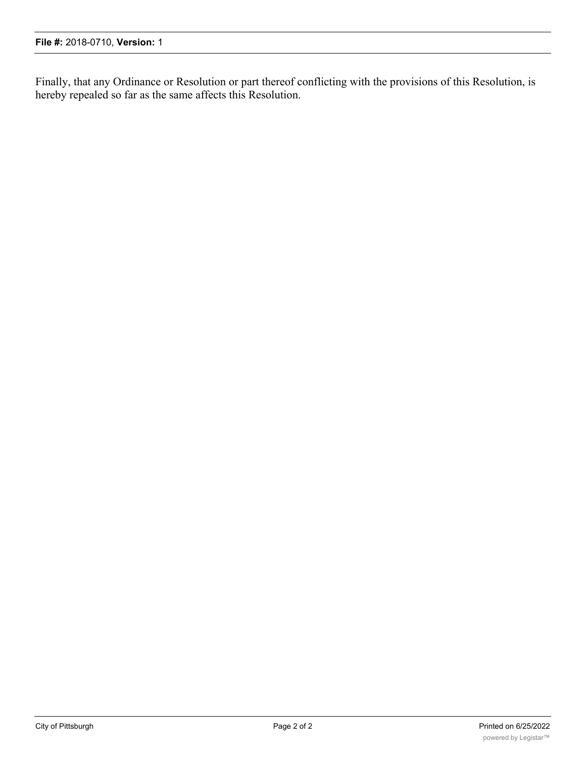Finally, that any Ordinance or Resolution or part thereof conflicting with the provisions of this Resolution, is hereby repealed so far as the same affects this Resolution.